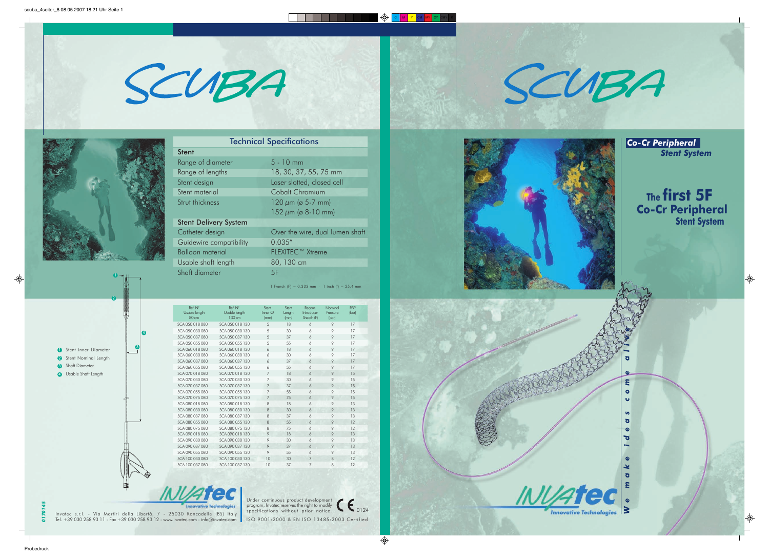# SCUBA

## Technical Specifications

| Stent | |
|---|---|
| Range of diameter | 5 - 10 mm |
| Range of lengths | 18, 30, 37, 55, 75 mm |
| Stent design | Laser slotted, closed cell |
| Stent material | Cobalt Chromium |
| Strut thickness | 120 µm (ø 5-7 mm)<br>152 µm (ø 8-10 mm) |
| **Stent Delivery System** | |
| Catheter design | Over the wire, dual lumen shaft |
| Guidewire compatibility | 0.035" |
| Balloon material | FLEXITEC™ Xtreme |
| Usable shaft length | 80, 130 cm |
| Shaft diameter | 5F |

1 French (F) = 0.333 mm - 1 inch (") = 25.4 mm

1. Stent inner Diameter
2. Stent Nominal Length
3. Shaft Diameter
4. Usable Shaft Length

| Ref. N° Usable length 80 cm | Ref. N° Usable length 130 cm | Stent Inner Ø (mm) | Stent Length (mm) | Recom. Introducer Sheath (F) | Nominal Pressure (bar) | RBP (bar) |
|---|---|---|---|---|---|---|
| SCA 050 018 080 | SCA 050 018 130 | 5 | 18 | 6 | 9 | 17 |
| SCA 050 030 080 | SCA 050 030 130 | 5 | 30 | 6 | 9 | 17 |
| SCA 050 037 080 | SCA 050 037 130 | 5 | 37 | 6 | 9 | 17 |
| SCA 050 055 080 | SCA 050 055 130 | 5 | 55 | 6 | 9 | 17 |
| SCA 060 018 080 | SCA 060 018 130 | 6 | 18 | 6 | 9 | 17 |
| SCA 060 030 080 | SCA 060 030 130 | 6 | 30 | 6 | 9 | 17 |
| SCA 060 037 080 | SCA 060 037 130 | 6 | 37 | 6 | 9 | 17 |
| SCA 060 055 080 | SCA 060 055 130 | 6 | 55 | 6 | 9 | 17 |
| SCA 070 018 080 | SCA 070 018 130 | 7 | 18 | 6 | 9 | 15 |
| SCA 070 030 080 | SCA 070 030 130 | 7 | 30 | 6 | 9 | 15 |
| SCA 070 037 080 | SCA 070 037 130 | 7 | 37 | 6 | 9 | 15 |
| SCA 070 055 080 | SCA 070 055 130 | 7 | 55 | 6 | 9 | 15 |
| SCA 070 075 080 | SCA 070 075 130 | 7 | 75 | 6 | 9 | 15 |
| SCA 080 018 080 | SCA 080 018 130 | 8 | 18 | 6 | 9 | 13 |
| SCA 080 030 080 | SCA 080 030 130 | 8 | 30 | 6 | 9 | 13 |
| SCA 080 037 080 | SCA 080 037 130 | 8 | 37 | 6 | 9 | 13 |
| SCA 080 055 080 | SCA 080 055 130 | 8 | 55 | 6 | 9 | 12 |
| SCA 080 075 080 | SCA 080 075 130 | 8 | 75 | 6 | 9 | 12 |
| SCA 090 018 080 | SCA 090 018 130 | 9 | 18 | 6 | 9 | 13 |
| SCA 090 030 080 | SCA 090 030 130 | 9 | 30 | 6 | 9 | 13 |
| SCA 090 037 080 | SCA 090 037 130 | 9 | 37 | 6 | 9 | 13 |
| SCA 090 055 080 | SCA 090 055 130 | 9 | 55 | 6 | 9 | 13 |
| SCA 100 030 080 | SCA 100 030 130 | 10 | 30 | 7 | 8 | 12 |
| SCA 100 037 080 | SCA 100 037 130 | 10 | 37 | 7 | 8 | 12 |

INVATEC Innovative Technologies

Invatec s.r.l. - Via Martiri della Libertà, 7 - 25030 Roncadelle (BS) Italy
Tel. +39 030 258 93 11 - Fax +39 030 258 93 12 - www.invatec.com - info@invatec.com

Under continuous product development program, Invatec reserves the right to modify specifications without prior notice.

CE 0124

ISO 9001:2000 & EN ISO 13485:2003 Certified

0170145

# SCUBA

***Co-Cr Peripheral Stent System***

## The first 5F Co-Cr Peripheral Stent System

INVATEC Innovative Technologies

*We make ideas come alive*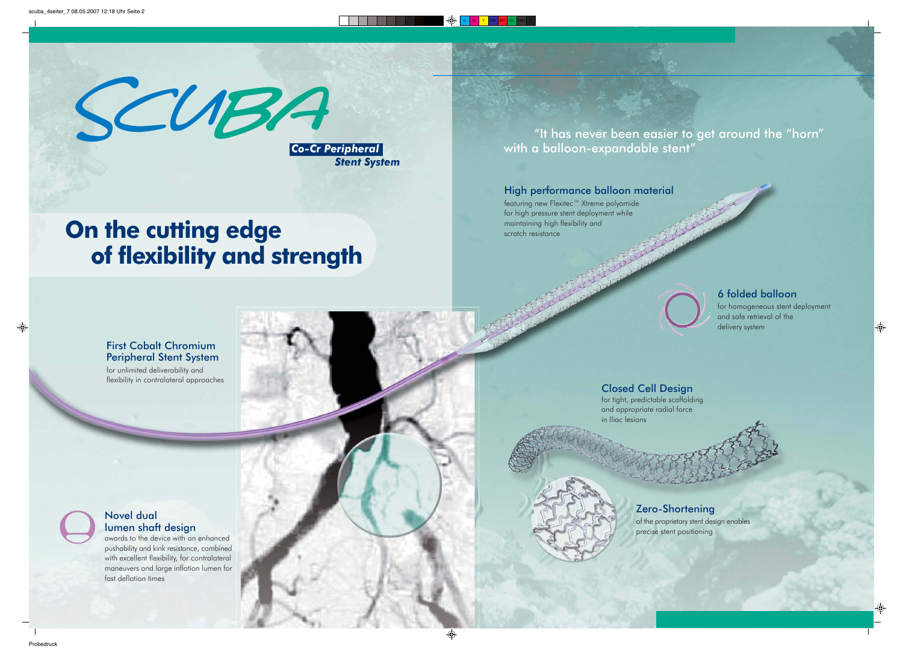# SCUBA

***Co-Cr Peripheral Stent System***

## On the cutting edge of flexibility and strength

### First Cobalt Chromium Peripheral Stent System

for unlimited deliverability and flexibility in contralateral approaches

### Novel dual lumen shaft design

awards to the device with an enhanced pushability and kink resistance, combined with excellent flexibility, for contralateral maneuvers and large inflation lumen for fast deflation times

"It has never been easier to get around the "horn" with a balloon-expandable stent"

### High performance balloon material

featuring new Flexitec™ Xtreme polyamide for high pressure stent deployment while maintaining high flexibility and scratch resistance

### 6 folded balloon

for homogeneous stent deployment and safe retrieval of the delivery system

### Closed Cell Design

for tight, predictable scaffolding and appropriate radial force in Iliac lesions

### Zero-Shortening

of the proprietary stent design enables precise stent positioning